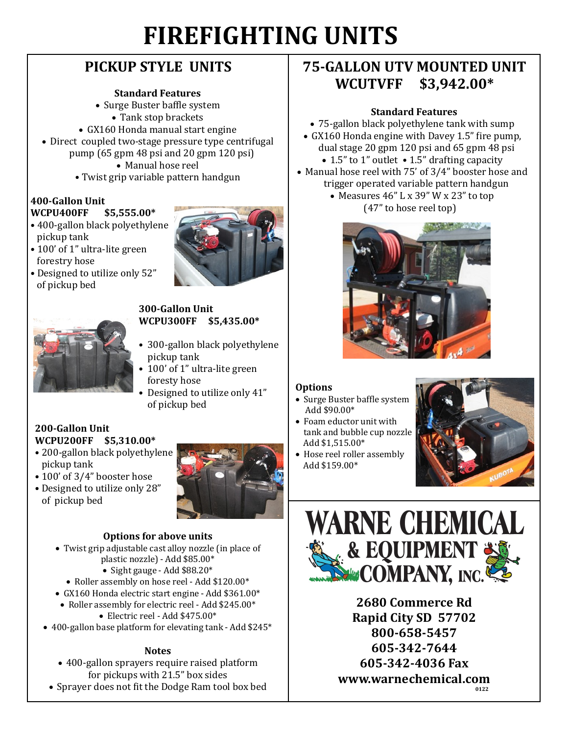# FIREFIGHTING UNITS

## PICKUP STYLE UNITS

**Standard Features**

- Surge Buster baffle system
- Tank stop brackets
- GX160 Honda manual start engine
- Direct coupled two-stage pressure type centrifugal pump (65 gpm 48 psi and 20 gpm 120 psi)
- Manual hose reel
- Twist grip variable pattern handgun

**400-Gallon Unit**
**WCPU400FF $5,555.00***

- 400-gallon black polyethylene pickup tank
- 100' of 1" ultra-lite green forestry hose
- Designed to utilize only 52" of pickup bed

**300-Gallon Unit**
**WCPU300FF $5,435.00***

- 300-gallon black polyethylene pickup tank
- 100' of 1" ultra-lite green foresty hose
- Designed to utilize only 41" of pickup bed

**200-Gallon Unit**
**WCPU200FF $5,310.00***

- 200-gallon black polyethylene pickup tank
- 100' of 3/4" booster hose
- Designed to utilize only 28" of pickup bed

**Options for above units**

- Twist grip adjustable cast alloy nozzle (in place of plastic nozzle) - Add $85.00*
- Sight gauge - Add $88.20*
- Roller assembly on hose reel - Add $120.00*
- GX160 Honda electric start engine - Add $361.00*
- Roller assembly for electric reel - Add $245.00*
- Electric reel - Add $475.00*
- 400-gallon base platform for elevating tank - Add $245*

**Notes**

- 400-gallon sprayers require raised platform for pickups with 21.5" box sides
- Sprayer does not fit the Dodge Ram tool box bed

## 75-GALLON UTV MOUNTED UNIT
## WCUTVFF $3,942.00*

**Standard Features**

- 75-gallon black polyethylene tank with sump
- GX160 Honda engine with Davey 1.5" fire pump, dual stage 20 gpm 120 psi and 65 gpm 48 psi
- 1.5" to 1" outlet • 1.5" drafting capacity
- Manual hose reel with 75' of 3/4" booster hose and trigger operated variable pattern handgun
- Measures 46" L x 39" W x 23" to top (47" to hose reel top)

**Options**

- Surge Buster baffle system Add $90.00*
- Foam eductor unit with tank and bubble cup nozzle Add $1,515.00*
- Hose reel roller assembly Add $159.00*

**WARNE CHEMICAL & EQUIPMENT COMPANY, INC.**

**2680 Commerce Rd**
**Rapid City SD 57702**
**800-658-5457**
**605-342-7644**
**605-342-4036 Fax**
**www.warnechemical.com**

0122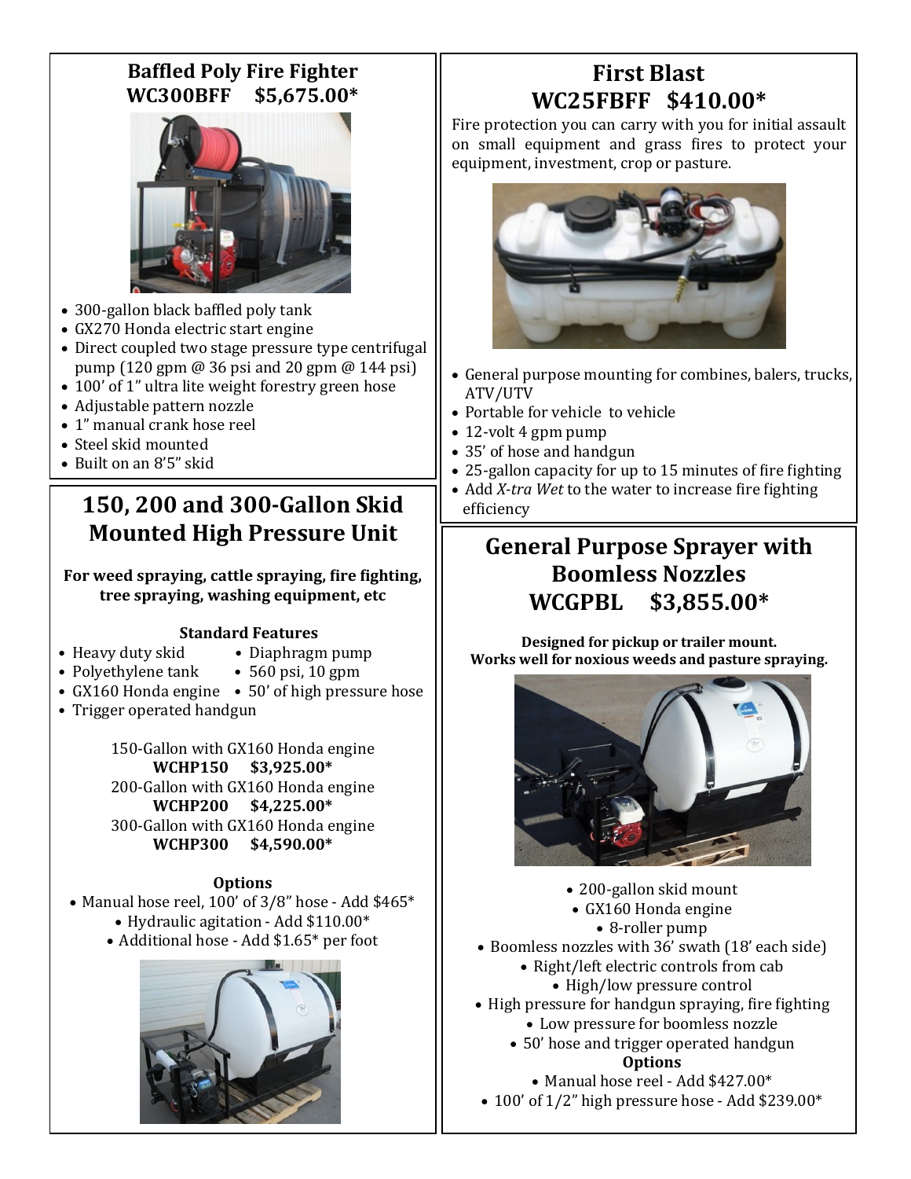## Baffled Poly Fire Fighter
## WC300BFF $5,675.00*

- 300-gallon black baffled poly tank
- GX270 Honda electric start engine
- Direct coupled two stage pressure type centrifugal pump (120 gpm @ 36 psi and 20 gpm @ 144 psi)
- 100' of 1" ultra lite weight forestry green hose
- Adjustable pattern nozzle
- 1" manual crank hose reel
- Steel skid mounted
- Built on an 8'5" skid

## 150, 200 and 300-Gallon Skid Mounted High Pressure Unit

**For weed spraying, cattle spraying, fire fighting, tree spraying, washing equipment, etc**

**Standard Features**

- Heavy duty skid
- Diaphragm pump
- Polyethylene tank
- 560 psi, 10 gpm
- GX160 Honda engine
- 50' of high pressure hose
- Trigger operated handgun

150-Gallon with GX160 Honda engine
**WCHP150 $3,925.00***

200-Gallon with GX160 Honda engine
**WCHP200 $4,225.00***

300-Gallon with GX160 Honda engine
**WCHP300 $4,590.00***

**Options**

- Manual hose reel, 100' of 3/8" hose - Add $465*
- Hydraulic agitation - Add $110.00*
- Additional hose - Add $1.65* per foot

## First Blast
## WC25FBFF $410.00*

Fire protection you can carry with you for initial assault on small equipment and grass fires to protect your equipment, investment, crop or pasture.

- General purpose mounting for combines, balers, trucks, ATV/UTV
- Portable for vehicle to vehicle
- 12-volt 4 gpm pump
- 35' of hose and handgun
- 25-gallon capacity for up to 15 minutes of fire fighting
- Add *X-tra Wet* to the water to increase fire fighting efficiency

## General Purpose Sprayer with Boomless Nozzles
## WCGPBL $3,855.00*

**Designed for pickup or trailer mount.**
**Works well for noxious weeds and pasture spraying.**

- 200-gallon skid mount
- GX160 Honda engine
- 8-roller pump
- Boomless nozzles with 36' swath (18' each side)
- Right/left electric controls from cab
- High/low pressure control
- High pressure for handgun spraying, fire fighting
- Low pressure for boomless nozzle
- 50' hose and trigger operated handgun

**Options**

- Manual hose reel - Add $427.00*
- 100' of 1/2" high pressure hose - Add $239.00*